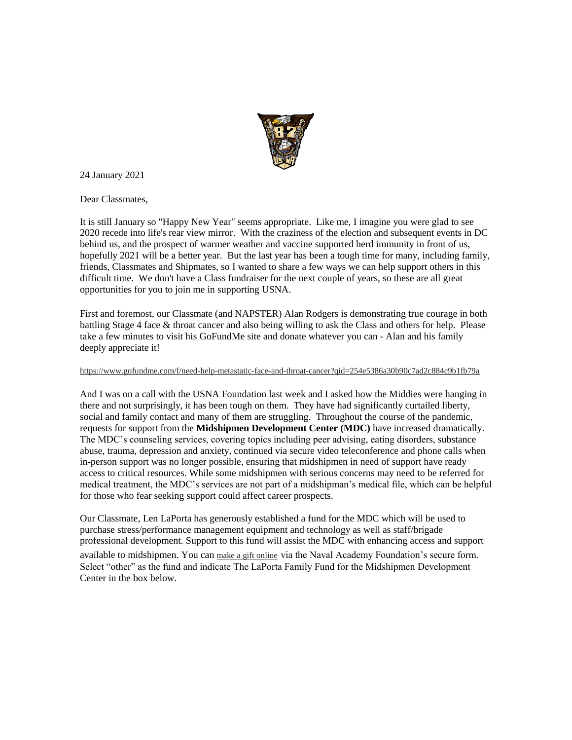24 January 2021

Dear Classmates,

It is still January so "Happy New Year" seems appropriate. Like me, I imagine you were glad to see 2020 recede into life's rear view mirror. With the craziness of the election and subsequent events in DC behind us, and the prospect of warmer weather and vaccine supported herd immunity in front of us, hopefully 2021 will be a better year. But the last year has been a tough time for many, including family, friends, Classmates and Shipmates, so I wanted to share a few ways we can help support others in this difficult time. We don't have a Class fundraiser for the next couple of years, so these are all great opportunities for you to join me in supporting USNA.

First and foremost, our Classmate (and NAPSTER) Alan Rodgers is demonstrating true courage in both battling Stage 4 face & throat cancer and also being willing to ask the Class and others for help. Please take a few minutes to visit his GoFundMe site and donate whatever you can - Alan and his family deeply appreciate it!

https://www.gofundme.com/f/need-help-metastatic-face-and-throat-cancer?qid=254e5386a30b90c7ad2c884c9b1fb79a

And I was on a call with the USNA Foundation last week and I asked how the Middies were hanging in there and not surprisingly, it has been tough on them. They have had significantly curtailed liberty, social and family contact and many of them are struggling. Throughout the course of the pandemic, requests for support from the **Midshipmen Development Center (MDC)** have increased dramatically. The MDC's counseling services, covering topics including peer advising, eating disorders, substance abuse, trauma, depression and anxiety, continued via secure video teleconference and phone calls when in-person support was no longer possible, ensuring that midshipmen in need of support have ready access to critical resources. While some midshipmen with serious concerns may need to be referred for medical treatment, the MDC's services are not part of a midshipman's medical file, which can be helpful for those who fear seeking support could affect career prospects.

Our Classmate, Len LaPorta has generously established a fund for the MDC which will be used to purchase stress/performance management equipment and technology as well as staff/brigade professional development. Support to this fund will assist the MDC with enhancing access and support available to midshipmen. You can make a gift online via the Naval Academy Foundation's secure form. Select "other" as the fund and indicate The LaPorta Family Fund for the Midshipmen Development Center in the box below.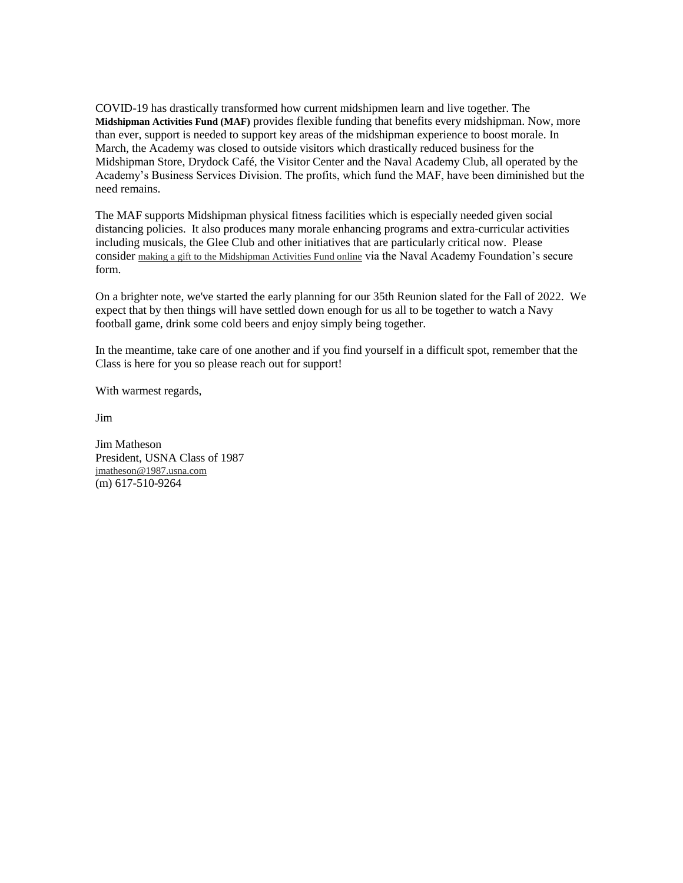COVID-19 has drastically transformed how current midshipmen learn and live together. The **Midshipman Activities Fund (MAF)** provides flexible funding that benefits every midshipman. Now, more than ever, support is needed to support key areas of the midshipman experience to boost morale. In March, the Academy was closed to outside visitors which drastically reduced business for the Midshipman Store, Drydock Café, the Visitor Center and the Naval Academy Club, all operated by the Academy's Business Services Division. The profits, which fund the MAF, have been diminished but the need remains.

The MAF supports Midshipman physical fitness facilities which is especially needed given social distancing policies. It also produces many morale enhancing programs and extra-curricular activities including musicals, the Glee Club and other initiatives that are particularly critical now. Please consider making a gift to the Midshipman Activities Fund online via the Naval Academy Foundation's secure form.

On a brighter note, we've started the early planning for our 35th Reunion slated for the Fall of 2022. We expect that by then things will have settled down enough for us all to be together to watch a Navy football game, drink some cold beers and enjoy simply being together.

In the meantime, take care of one another and if you find yourself in a difficult spot, remember that the Class is here for you so please reach out for support!

With warmest regards,

Jim

Jim Matheson
President, USNA Class of 1987
jmatheson@1987.usna.com
(m) 617-510-9264